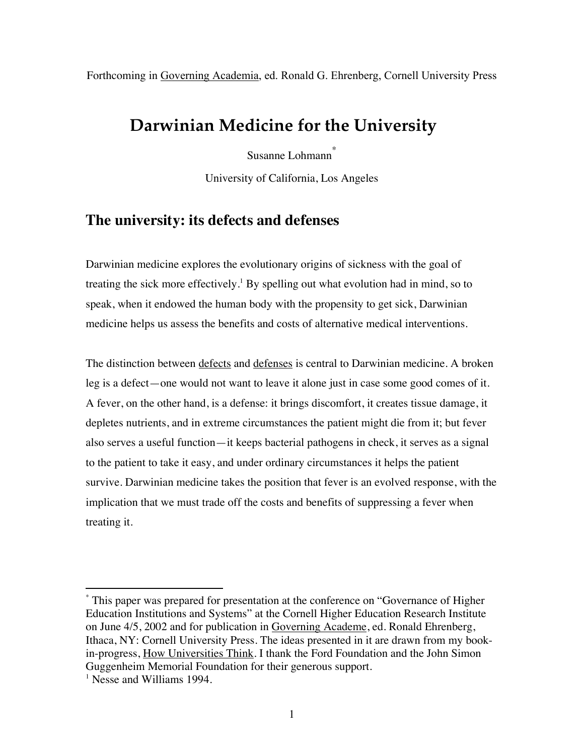Forthcoming in Governing Academia, ed. Ronald G. Ehrenberg, Cornell University Press

# Darwinian Medicine for the University

Susanne Lohmann[*]

University of California, Los Angeles

## The university: its defects and defenses

Darwinian medicine explores the evolutionary origins of sickness with the goal of treating the sick more effectively.[1] By spelling out what evolution had in mind, so to speak, when it endowed the human body with the propensity to get sick, Darwinian medicine helps us assess the benefits and costs of alternative medical interventions.

The distinction between defects and defenses is central to Darwinian medicine. A broken leg is a defect—one would not want to leave it alone just in case some good comes of it. A fever, on the other hand, is a defense: it brings discomfort, it creates tissue damage, it depletes nutrients, and in extreme circumstances the patient might die from it; but fever also serves a useful function—it keeps bacterial pathogens in check, it serves as a signal to the patient to take it easy, and under ordinary circumstances it helps the patient survive. Darwinian medicine takes the position that fever is an evolved response, with the implication that we must trade off the costs and benefits of suppressing a fever when treating it.

---

[*] This paper was prepared for presentation at the conference on "Governance of Higher Education Institutions and Systems" at the Cornell Higher Education Research Institute on June 4/5, 2002 and for publication in Governing Academe, ed. Ronald Ehrenberg, Ithaca, NY: Cornell University Press. The ideas presented in it are drawn from my book-in-progress, How Universities Think. I thank the Ford Foundation and the John Simon Guggenheim Memorial Foundation for their generous support.

[1] Nesse and Williams 1994.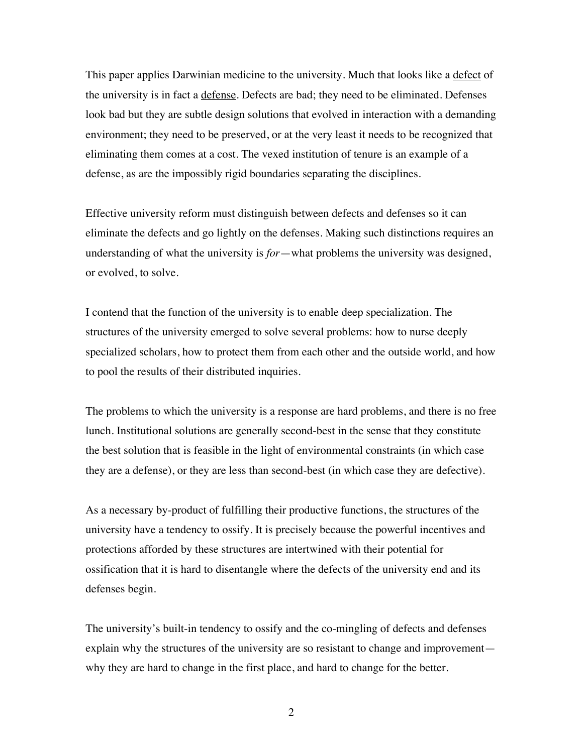This paper applies Darwinian medicine to the university. Much that looks like a <u>defect</u> of the university is in fact a <u>defense</u>. Defects are bad; they need to be eliminated. Defenses look bad but they are subtle design solutions that evolved in interaction with a demanding environment; they need to be preserved, or at the very least it needs to be recognized that eliminating them comes at a cost. The vexed institution of tenure is an example of a defense, as are the impossibly rigid boundaries separating the disciplines.

Effective university reform must distinguish between defects and defenses so it can eliminate the defects and go lightly on the defenses. Making such distinctions requires an understanding of what the university is *for*—what problems the university was designed, or evolved, to solve.

I contend that the function of the university is to enable deep specialization. The structures of the university emerged to solve several problems: how to nurse deeply specialized scholars, how to protect them from each other and the outside world, and how to pool the results of their distributed inquiries.

The problems to which the university is a response are hard problems, and there is no free lunch. Institutional solutions are generally second-best in the sense that they constitute the best solution that is feasible in the light of environmental constraints (in which case they are a defense), or they are less than second-best (in which case they are defective).

As a necessary by-product of fulfilling their productive functions, the structures of the university have a tendency to ossify. It is precisely because the powerful incentives and protections afforded by these structures are intertwined with their potential for ossification that it is hard to disentangle where the defects of the university end and its defenses begin.

The university's built-in tendency to ossify and the co-mingling of defects and defenses explain why the structures of the university are so resistant to change and improvement—why they are hard to change in the first place, and hard to change for the better.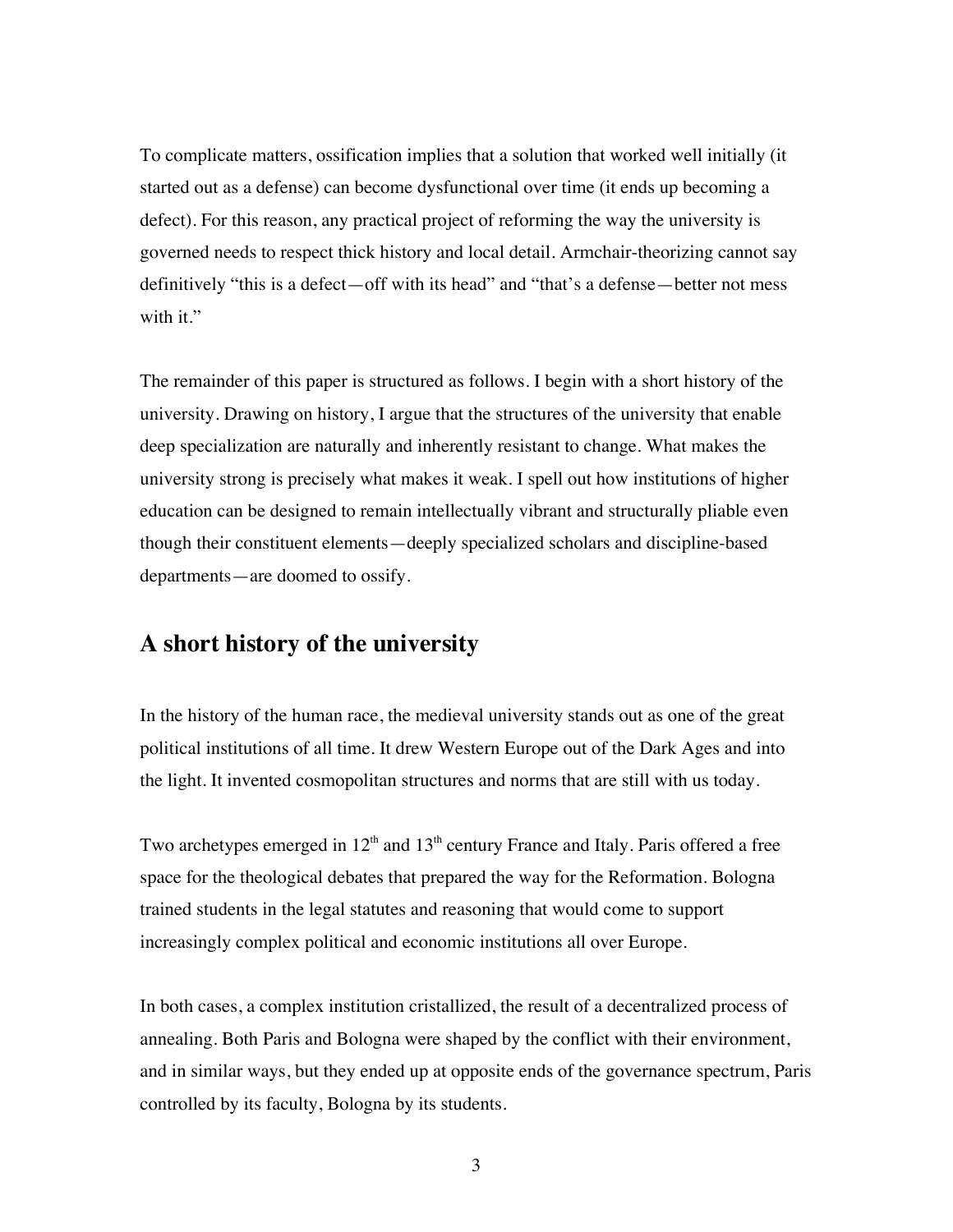To complicate matters, ossification implies that a solution that worked well initially (it started out as a defense) can become dysfunctional over time (it ends up becoming a defect). For this reason, any practical project of reforming the way the university is governed needs to respect thick history and local detail. Armchair-theorizing cannot say definitively "this is a defect—off with its head" and "that's a defense—better not mess with it."

The remainder of this paper is structured as follows. I begin with a short history of the university. Drawing on history, I argue that the structures of the university that enable deep specialization are naturally and inherently resistant to change. What makes the university strong is precisely what makes it weak. I spell out how institutions of higher education can be designed to remain intellectually vibrant and structurally pliable even though their constituent elements—deeply specialized scholars and discipline-based departments—are doomed to ossify.

## A short history of the university

In the history of the human race, the medieval university stands out as one of the great political institutions of all time. It drew Western Europe out of the Dark Ages and into the light. It invented cosmopolitan structures and norms that are still with us today.

Two archetypes emerged in 12th and 13th century France and Italy. Paris offered a free space for the theological debates that prepared the way for the Reformation. Bologna trained students in the legal statutes and reasoning that would come to support increasingly complex political and economic institutions all over Europe.

In both cases, a complex institution cristallized, the result of a decentralized process of annealing. Both Paris and Bologna were shaped by the conflict with their environment, and in similar ways, but they ended up at opposite ends of the governance spectrum, Paris controlled by its faculty, Bologna by its students.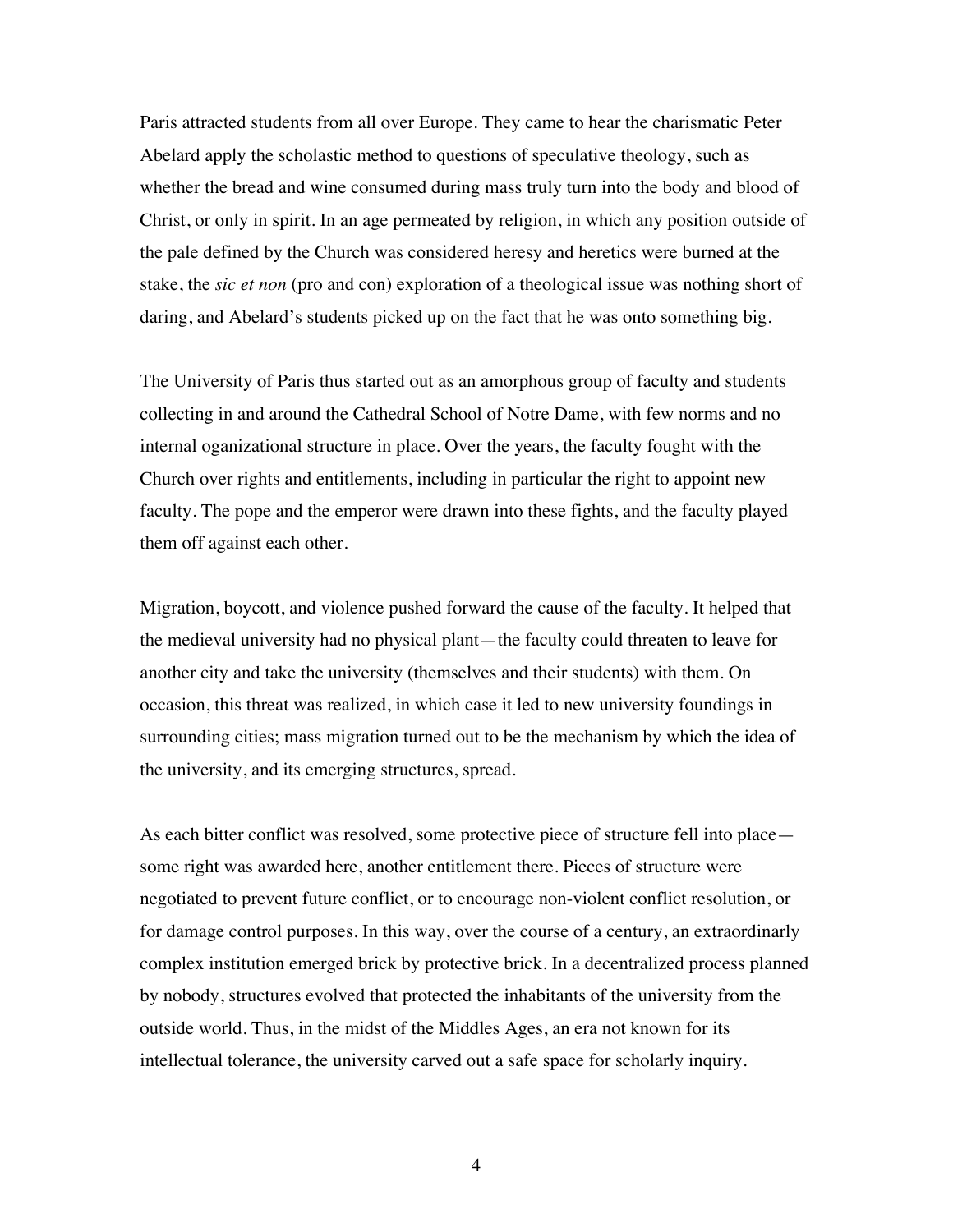Paris attracted students from all over Europe. They came to hear the charismatic Peter Abelard apply the scholastic method to questions of speculative theology, such as whether the bread and wine consumed during mass truly turn into the body and blood of Christ, or only in spirit. In an age permeated by religion, in which any position outside of the pale defined by the Church was considered heresy and heretics were burned at the stake, the *sic et non* (pro and con) exploration of a theological issue was nothing short of daring, and Abelard's students picked up on the fact that he was onto something big.

The University of Paris thus started out as an amorphous group of faculty and students collecting in and around the Cathedral School of Notre Dame, with few norms and no internal oganizational structure in place. Over the years, the faculty fought with the Church over rights and entitlements, including in particular the right to appoint new faculty. The pope and the emperor were drawn into these fights, and the faculty played them off against each other.

Migration, boycott, and violence pushed forward the cause of the faculty. It helped that the medieval university had no physical plant—the faculty could threaten to leave for another city and take the university (themselves and their students) with them. On occasion, this threat was realized, in which case it led to new university foundings in surrounding cities; mass migration turned out to be the mechanism by which the idea of the university, and its emerging structures, spread.

As each bitter conflict was resolved, some protective piece of structure fell into place—some right was awarded here, another entitlement there. Pieces of structure were negotiated to prevent future conflict, or to encourage non-violent conflict resolution, or for damage control purposes. In this way, over the course of a century, an extraordinarily complex institution emerged brick by protective brick. In a decentralized process planned by nobody, structures evolved that protected the inhabitants of the university from the outside world. Thus, in the midst of the Middles Ages, an era not known for its intellectual tolerance, the university carved out a safe space for scholarly inquiry.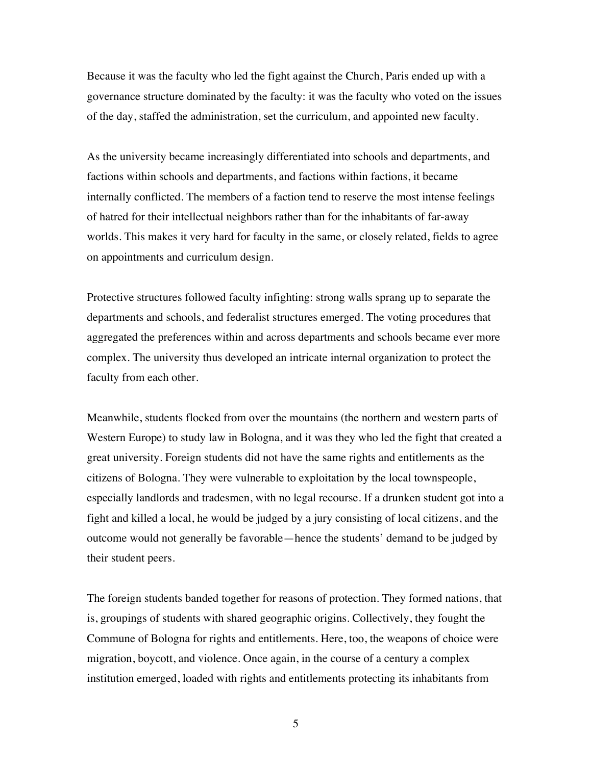Because it was the faculty who led the fight against the Church, Paris ended up with a governance structure dominated by the faculty: it was the faculty who voted on the issues of the day, staffed the administration, set the curriculum, and appointed new faculty.

As the university became increasingly differentiated into schools and departments, and factions within schools and departments, and factions within factions, it became internally conflicted. The members of a faction tend to reserve the most intense feelings of hatred for their intellectual neighbors rather than for the inhabitants of far-away worlds. This makes it very hard for faculty in the same, or closely related, fields to agree on appointments and curriculum design.

Protective structures followed faculty infighting: strong walls sprang up to separate the departments and schools, and federalist structures emerged. The voting procedures that aggregated the preferences within and across departments and schools became ever more complex. The university thus developed an intricate internal organization to protect the faculty from each other.

Meanwhile, students flocked from over the mountains (the northern and western parts of Western Europe) to study law in Bologna, and it was they who led the fight that created a great university. Foreign students did not have the same rights and entitlements as the citizens of Bologna. They were vulnerable to exploitation by the local townspeople, especially landlords and tradesmen, with no legal recourse. If a drunken student got into a fight and killed a local, he would be judged by a jury consisting of local citizens, and the outcome would not generally be favorable—hence the students' demand to be judged by their student peers.

The foreign students banded together for reasons of protection. They formed nations, that is, groupings of students with shared geographic origins. Collectively, they fought the Commune of Bologna for rights and entitlements. Here, too, the weapons of choice were migration, boycott, and violence. Once again, in the course of a century a complex institution emerged, loaded with rights and entitlements protecting its inhabitants from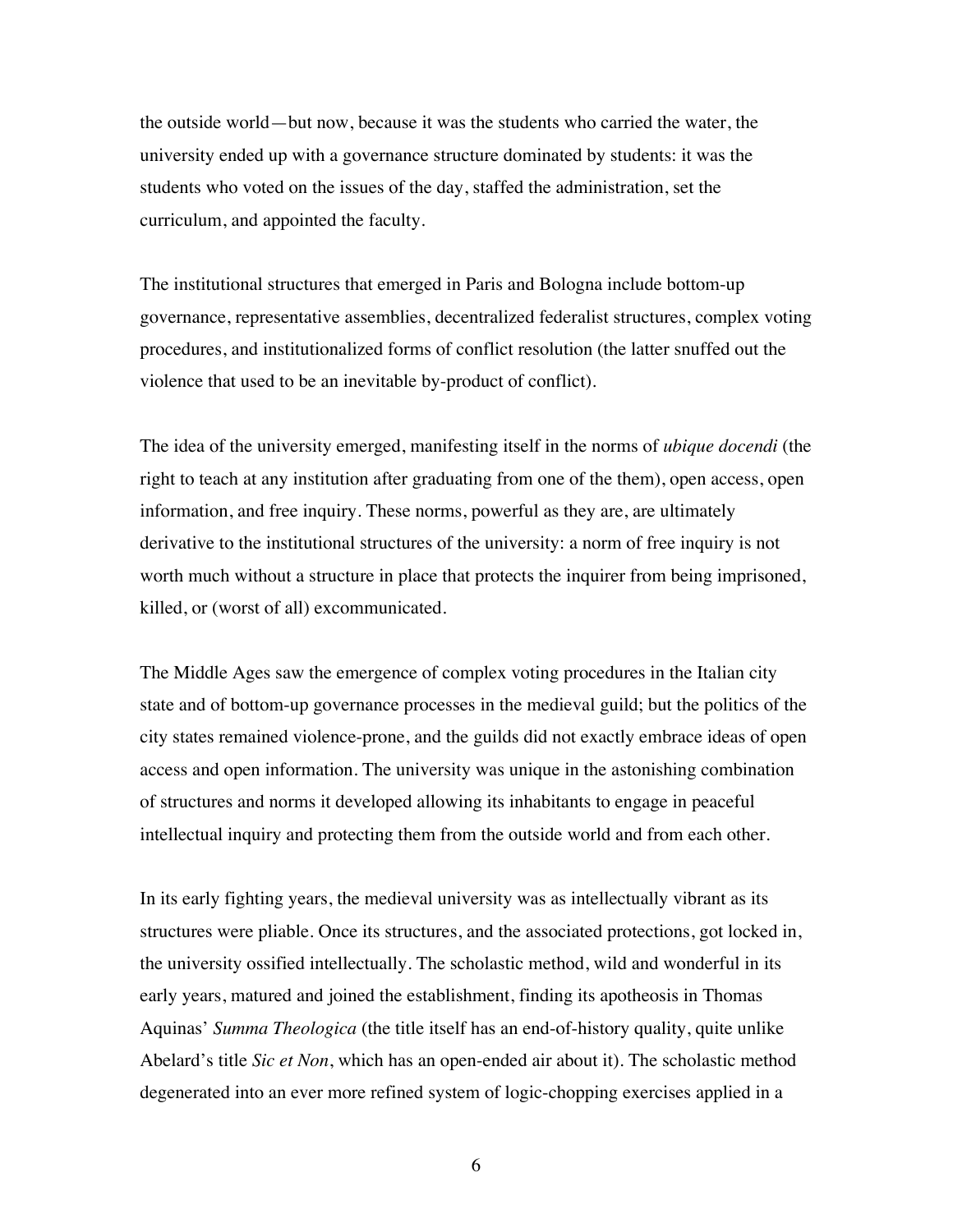the outside world—but now, because it was the students who carried the water, the university ended up with a governance structure dominated by students: it was the students who voted on the issues of the day, staffed the administration, set the curriculum, and appointed the faculty.

The institutional structures that emerged in Paris and Bologna include bottom-up governance, representative assemblies, decentralized federalist structures, complex voting procedures, and institutionalized forms of conflict resolution (the latter snuffed out the violence that used to be an inevitable by-product of conflict).

The idea of the university emerged, manifesting itself in the norms of *ubique docendi* (the right to teach at any institution after graduating from one of the them), open access, open information, and free inquiry. These norms, powerful as they are, are ultimately derivative to the institutional structures of the university: a norm of free inquiry is not worth much without a structure in place that protects the inquirer from being imprisoned, killed, or (worst of all) excommunicated.

The Middle Ages saw the emergence of complex voting procedures in the Italian city state and of bottom-up governance processes in the medieval guild; but the politics of the city states remained violence-prone, and the guilds did not exactly embrace ideas of open access and open information. The university was unique in the astonishing combination of structures and norms it developed allowing its inhabitants to engage in peaceful intellectual inquiry and protecting them from the outside world and from each other.

In its early fighting years, the medieval university was as intellectually vibrant as its structures were pliable. Once its structures, and the associated protections, got locked in, the university ossified intellectually. The scholastic method, wild and wonderful in its early years, matured and joined the establishment, finding its apotheosis in Thomas Aquinas' *Summa Theologica* (the title itself has an end-of-history quality, quite unlike Abelard's title *Sic et Non*, which has an open-ended air about it). The scholastic method degenerated into an ever more refined system of logic-chopping exercises applied in a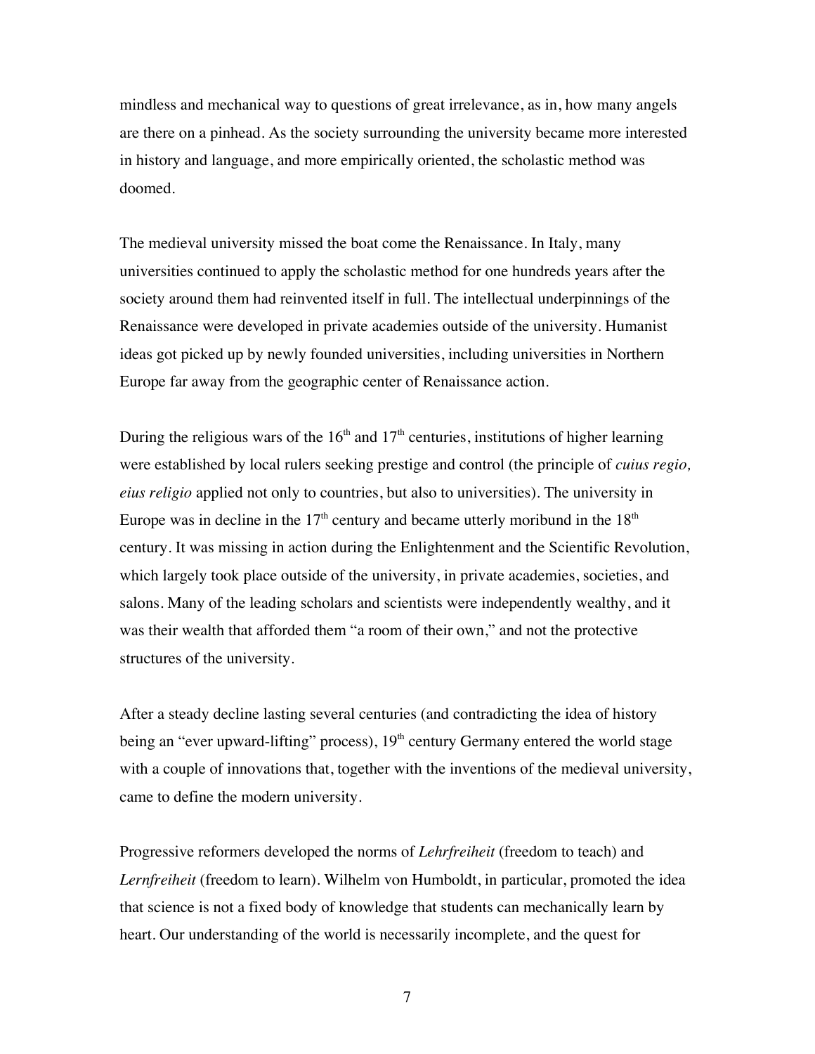mindless and mechanical way to questions of great irrelevance, as in, how many angels are there on a pinhead. As the society surrounding the university became more interested in history and language, and more empirically oriented, the scholastic method was doomed.

The medieval university missed the boat come the Renaissance. In Italy, many universities continued to apply the scholastic method for one hundreds years after the society around them had reinvented itself in full. The intellectual underpinnings of the Renaissance were developed in private academies outside of the university. Humanist ideas got picked up by newly founded universities, including universities in Northern Europe far away from the geographic center of Renaissance action.

During the religious wars of the 16th and 17th centuries, institutions of higher learning were established by local rulers seeking prestige and control (the principle of *cuius regio, eius religio* applied not only to countries, but also to universities). The university in Europe was in decline in the 17th century and became utterly moribund in the 18th century. It was missing in action during the Enlightenment and the Scientific Revolution, which largely took place outside of the university, in private academies, societies, and salons. Many of the leading scholars and scientists were independently wealthy, and it was their wealth that afforded them "a room of their own," and not the protective structures of the university.

After a steady decline lasting several centuries (and contradicting the idea of history being an "ever upward-lifting" process), 19th century Germany entered the world stage with a couple of innovations that, together with the inventions of the medieval university, came to define the modern university.

Progressive reformers developed the norms of *Lehrfreiheit* (freedom to teach) and *Lernfreiheit* (freedom to learn). Wilhelm von Humboldt, in particular, promoted the idea that science is not a fixed body of knowledge that students can mechanically learn by heart. Our understanding of the world is necessarily incomplete, and the quest for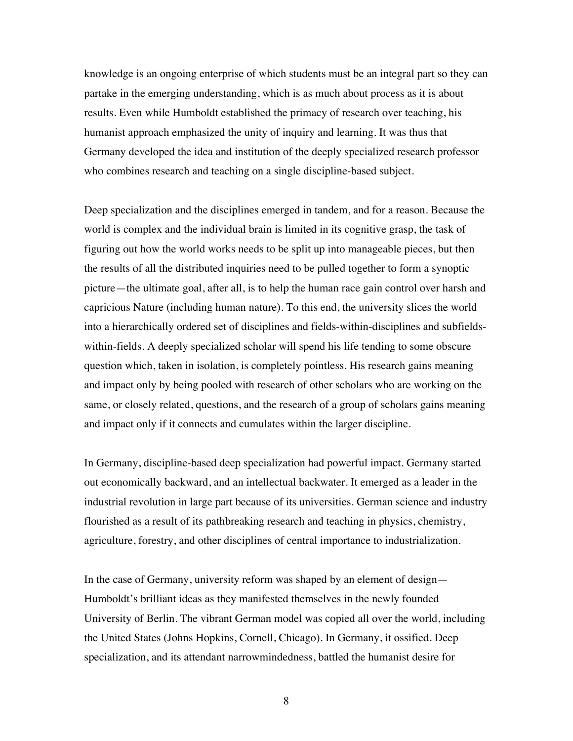knowledge is an ongoing enterprise of which students must be an integral part so they can partake in the emerging understanding, which is as much about process as it is about results. Even while Humboldt established the primacy of research over teaching, his humanist approach emphasized the unity of inquiry and learning. It was thus that Germany developed the idea and institution of the deeply specialized research professor who combines research and teaching on a single discipline-based subject.

Deep specialization and the disciplines emerged in tandem, and for a reason. Because the world is complex and the individual brain is limited in its cognitive grasp, the task of figuring out how the world works needs to be split up into manageable pieces, but then the results of all the distributed inquiries need to be pulled together to form a synoptic picture—the ultimate goal, after all, is to help the human race gain control over harsh and capricious Nature (including human nature). To this end, the university slices the world into a hierarchically ordered set of disciplines and fields-within-disciplines and subfields-within-fields. A deeply specialized scholar will spend his life tending to some obscure question which, taken in isolation, is completely pointless. His research gains meaning and impact only by being pooled with research of other scholars who are working on the same, or closely related, questions, and the research of a group of scholars gains meaning and impact only if it connects and cumulates within the larger discipline.

In Germany, discipline-based deep specialization had powerful impact. Germany started out economically backward, and an intellectual backwater. It emerged as a leader in the industrial revolution in large part because of its universities. German science and industry flourished as a result of its pathbreaking research and teaching in physics, chemistry, agriculture, forestry, and other disciplines of central importance to industrialization.

In the case of Germany, university reform was shaped by an element of design—Humboldt's brilliant ideas as they manifested themselves in the newly founded University of Berlin. The vibrant German model was copied all over the world, including the United States (Johns Hopkins, Cornell, Chicago). In Germany, it ossified. Deep specialization, and its attendant narrowmindedness, battled the humanist desire for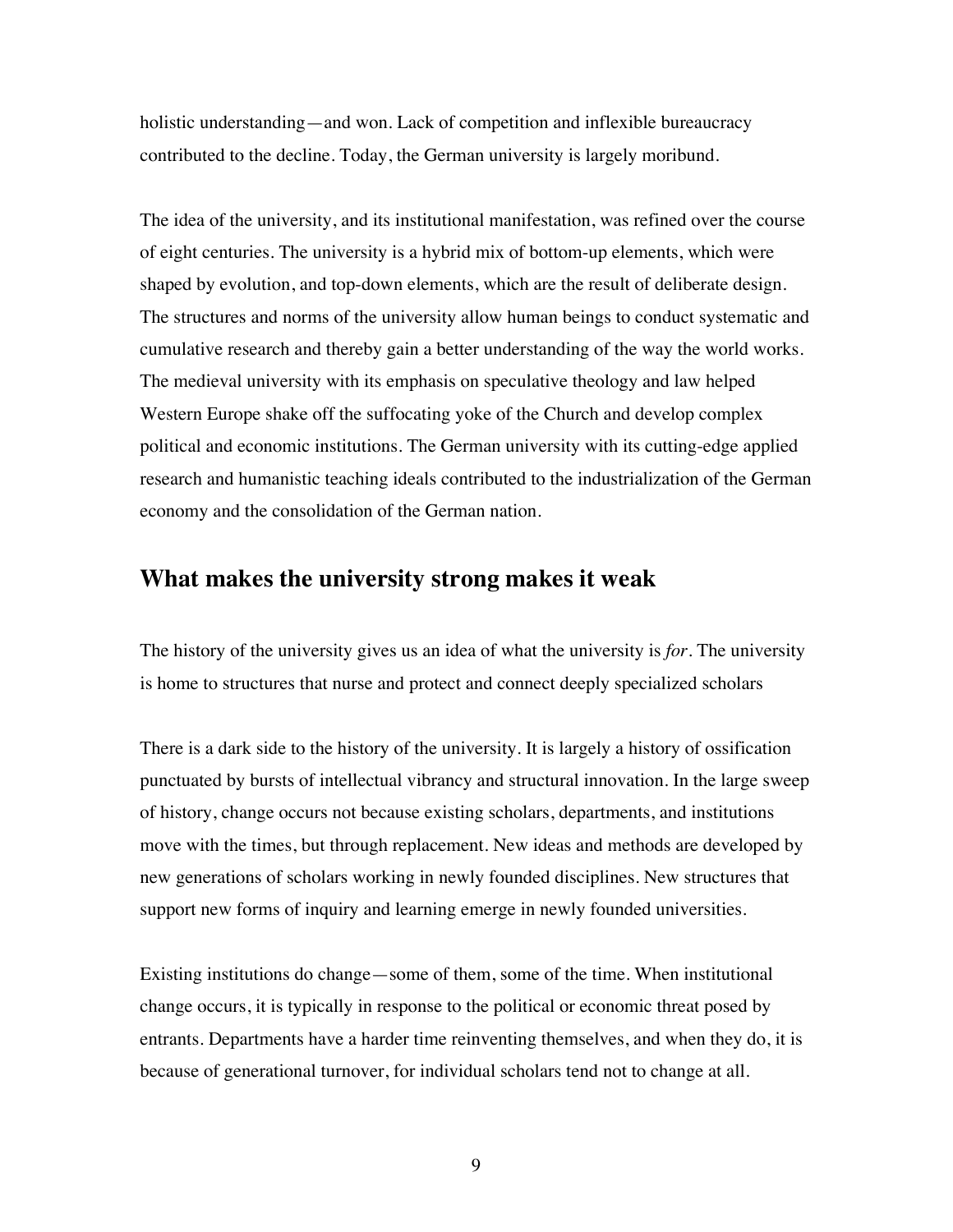holistic understanding—and won. Lack of competition and inflexible bureaucracy contributed to the decline. Today, the German university is largely moribund.

The idea of the university, and its institutional manifestation, was refined over the course of eight centuries. The university is a hybrid mix of bottom-up elements, which were shaped by evolution, and top-down elements, which are the result of deliberate design. The structures and norms of the university allow human beings to conduct systematic and cumulative research and thereby gain a better understanding of the way the world works. The medieval university with its emphasis on speculative theology and law helped Western Europe shake off the suffocating yoke of the Church and develop complex political and economic institutions. The German university with its cutting-edge applied research and humanistic teaching ideals contributed to the industrialization of the German economy and the consolidation of the German nation.

## What makes the university strong makes it weak

The history of the university gives us an idea of what the university is *for*. The university is home to structures that nurse and protect and connect deeply specialized scholars

There is a dark side to the history of the university. It is largely a history of ossification punctuated by bursts of intellectual vibrancy and structural innovation. In the large sweep of history, change occurs not because existing scholars, departments, and institutions move with the times, but through replacement. New ideas and methods are developed by new generations of scholars working in newly founded disciplines. New structures that support new forms of inquiry and learning emerge in newly founded universities.

Existing institutions do change—some of them, some of the time. When institutional change occurs, it is typically in response to the political or economic threat posed by entrants. Departments have a harder time reinventing themselves, and when they do, it is because of generational turnover, for individual scholars tend not to change at all.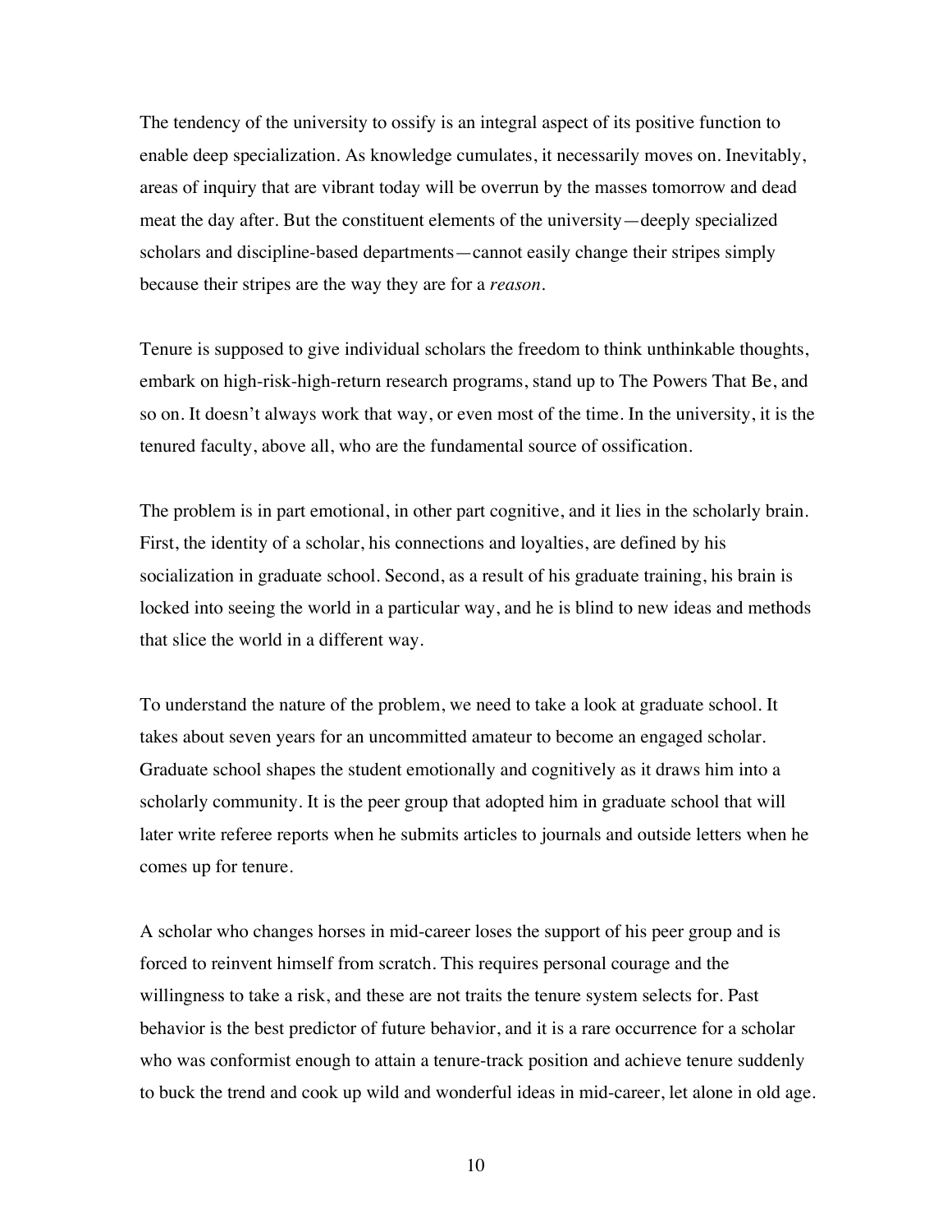The tendency of the university to ossify is an integral aspect of its positive function to enable deep specialization. As knowledge cumulates, it necessarily moves on. Inevitably, areas of inquiry that are vibrant today will be overrun by the masses tomorrow and dead meat the day after. But the constituent elements of the university—deeply specialized scholars and discipline-based departments—cannot easily change their stripes simply because their stripes are the way they are for a *reason*.

Tenure is supposed to give individual scholars the freedom to think unthinkable thoughts, embark on high-risk-high-return research programs, stand up to The Powers That Be, and so on. It doesn't always work that way, or even most of the time. In the university, it is the tenured faculty, above all, who are the fundamental source of ossification.

The problem is in part emotional, in other part cognitive, and it lies in the scholarly brain. First, the identity of a scholar, his connections and loyalties, are defined by his socialization in graduate school. Second, as a result of his graduate training, his brain is locked into seeing the world in a particular way, and he is blind to new ideas and methods that slice the world in a different way.

To understand the nature of the problem, we need to take a look at graduate school. It takes about seven years for an uncommitted amateur to become an engaged scholar. Graduate school shapes the student emotionally and cognitively as it draws him into a scholarly community. It is the peer group that adopted him in graduate school that will later write referee reports when he submits articles to journals and outside letters when he comes up for tenure.

A scholar who changes horses in mid-career loses the support of his peer group and is forced to reinvent himself from scratch. This requires personal courage and the willingness to take a risk, and these are not traits the tenure system selects for. Past behavior is the best predictor of future behavior, and it is a rare occurrence for a scholar who was conformist enough to attain a tenure-track position and achieve tenure suddenly to buck the trend and cook up wild and wonderful ideas in mid-career, let alone in old age.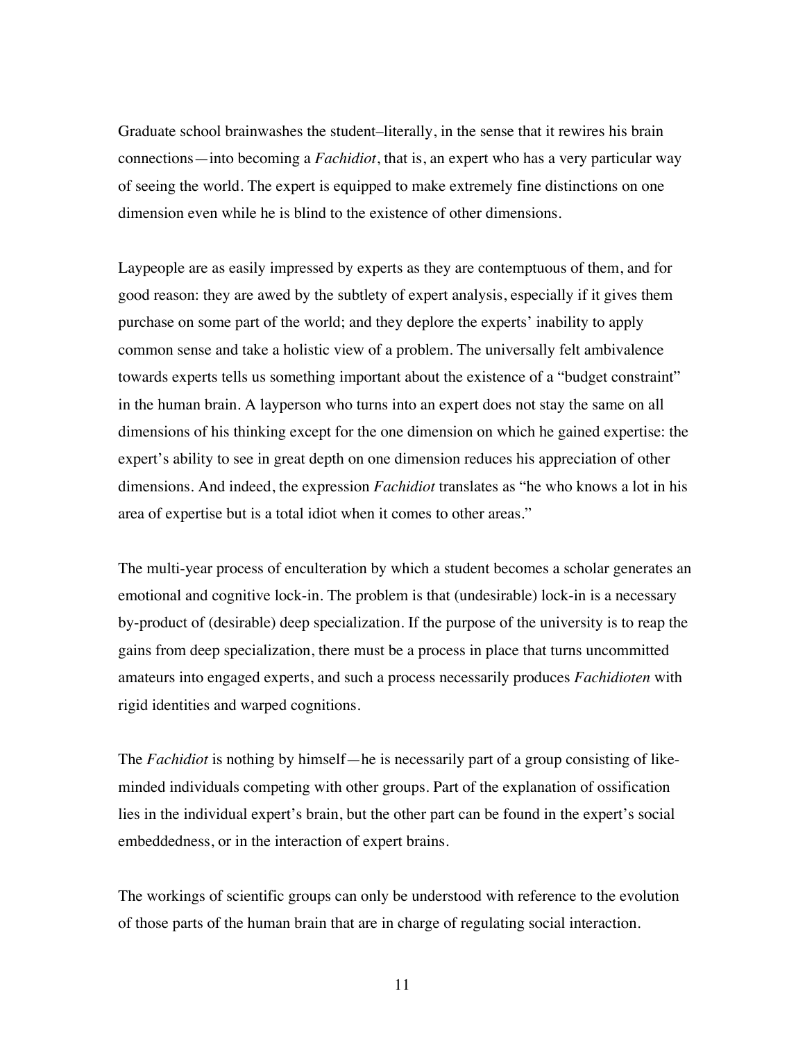Graduate school brainwashes the student–literally, in the sense that it rewires his brain connections—into becoming a *Fachidiot*, that is, an expert who has a very particular way of seeing the world. The expert is equipped to make extremely fine distinctions on one dimension even while he is blind to the existence of other dimensions.

Laypeople are as easily impressed by experts as they are contemptuous of them, and for good reason: they are awed by the subtlety of expert analysis, especially if it gives them purchase on some part of the world; and they deplore the experts' inability to apply common sense and take a holistic view of a problem. The universally felt ambivalence towards experts tells us something important about the existence of a "budget constraint" in the human brain. A layperson who turns into an expert does not stay the same on all dimensions of his thinking except for the one dimension on which he gained expertise: the expert's ability to see in great depth on one dimension reduces his appreciation of other dimensions. And indeed, the expression *Fachidiot* translates as "he who knows a lot in his area of expertise but is a total idiot when it comes to other areas."

The multi-year process of enculteration by which a student becomes a scholar generates an emotional and cognitive lock-in. The problem is that (undesirable) lock-in is a necessary by-product of (desirable) deep specialization. If the purpose of the university is to reap the gains from deep specialization, there must be a process in place that turns uncommitted amateurs into engaged experts, and such a process necessarily produces *Fachidioten* with rigid identities and warped cognitions.

The *Fachidiot* is nothing by himself—he is necessarily part of a group consisting of like-minded individuals competing with other groups. Part of the explanation of ossification lies in the individual expert's brain, but the other part can be found in the expert's social embeddedness, or in the interaction of expert brains.

The workings of scientific groups can only be understood with reference to the evolution of those parts of the human brain that are in charge of regulating social interaction.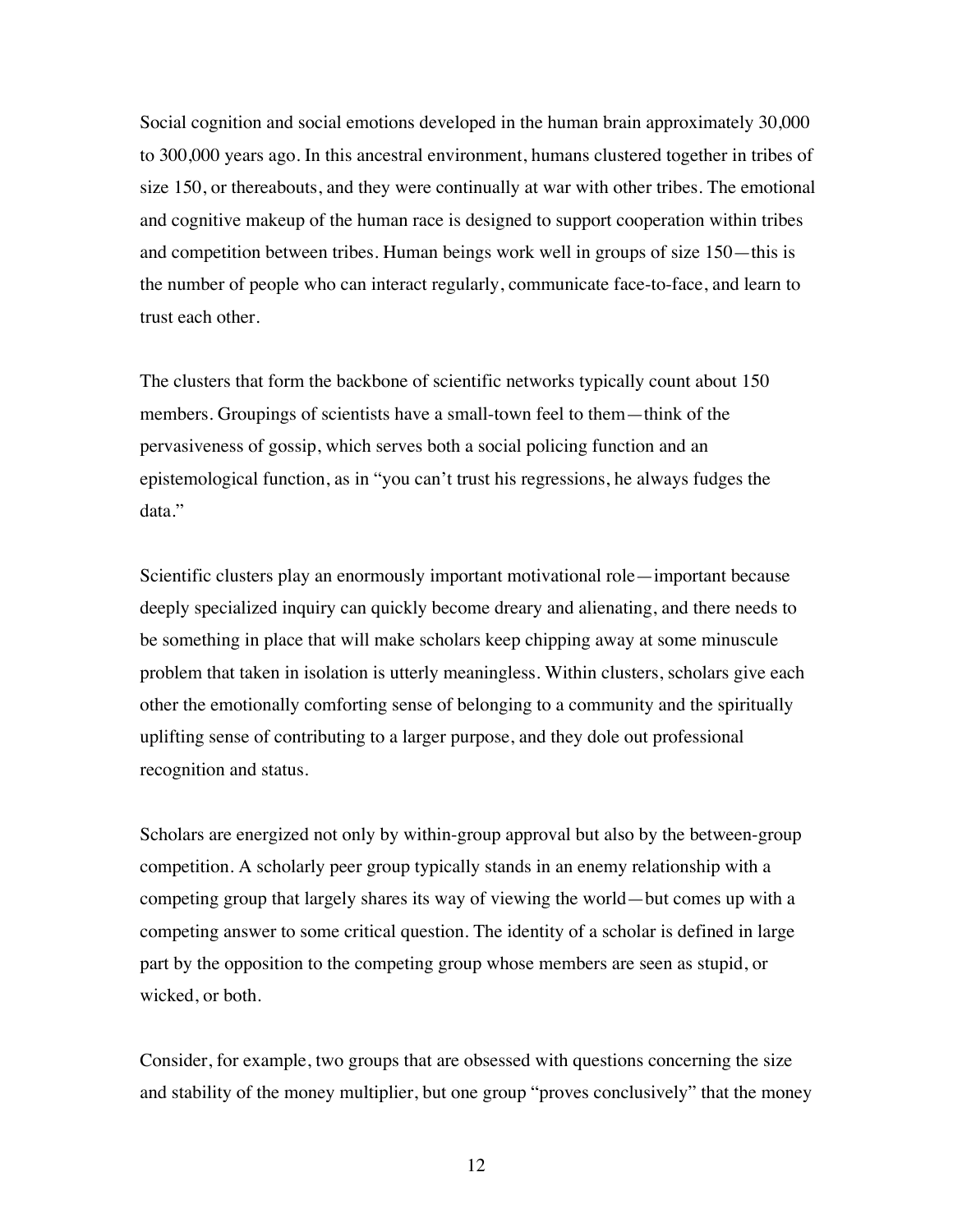Social cognition and social emotions developed in the human brain approximately 30,000 to 300,000 years ago. In this ancestral environment, humans clustered together in tribes of size 150, or thereabouts, and they were continually at war with other tribes. The emotional and cognitive makeup of the human race is designed to support cooperation within tribes and competition between tribes. Human beings work well in groups of size 150—this is the number of people who can interact regularly, communicate face-to-face, and learn to trust each other.

The clusters that form the backbone of scientific networks typically count about 150 members. Groupings of scientists have a small-town feel to them—think of the pervasiveness of gossip, which serves both a social policing function and an epistemological function, as in "you can't trust his regressions, he always fudges the data."

Scientific clusters play an enormously important motivational role—important because deeply specialized inquiry can quickly become dreary and alienating, and there needs to be something in place that will make scholars keep chipping away at some minuscule problem that taken in isolation is utterly meaningless. Within clusters, scholars give each other the emotionally comforting sense of belonging to a community and the spiritually uplifting sense of contributing to a larger purpose, and they dole out professional recognition and status.

Scholars are energized not only by within-group approval but also by the between-group competition. A scholarly peer group typically stands in an enemy relationship with a competing group that largely shares its way of viewing the world—but comes up with a competing answer to some critical question. The identity of a scholar is defined in large part by the opposition to the competing group whose members are seen as stupid, or wicked, or both.

Consider, for example, two groups that are obsessed with questions concerning the size and stability of the money multiplier, but one group "proves conclusively" that the money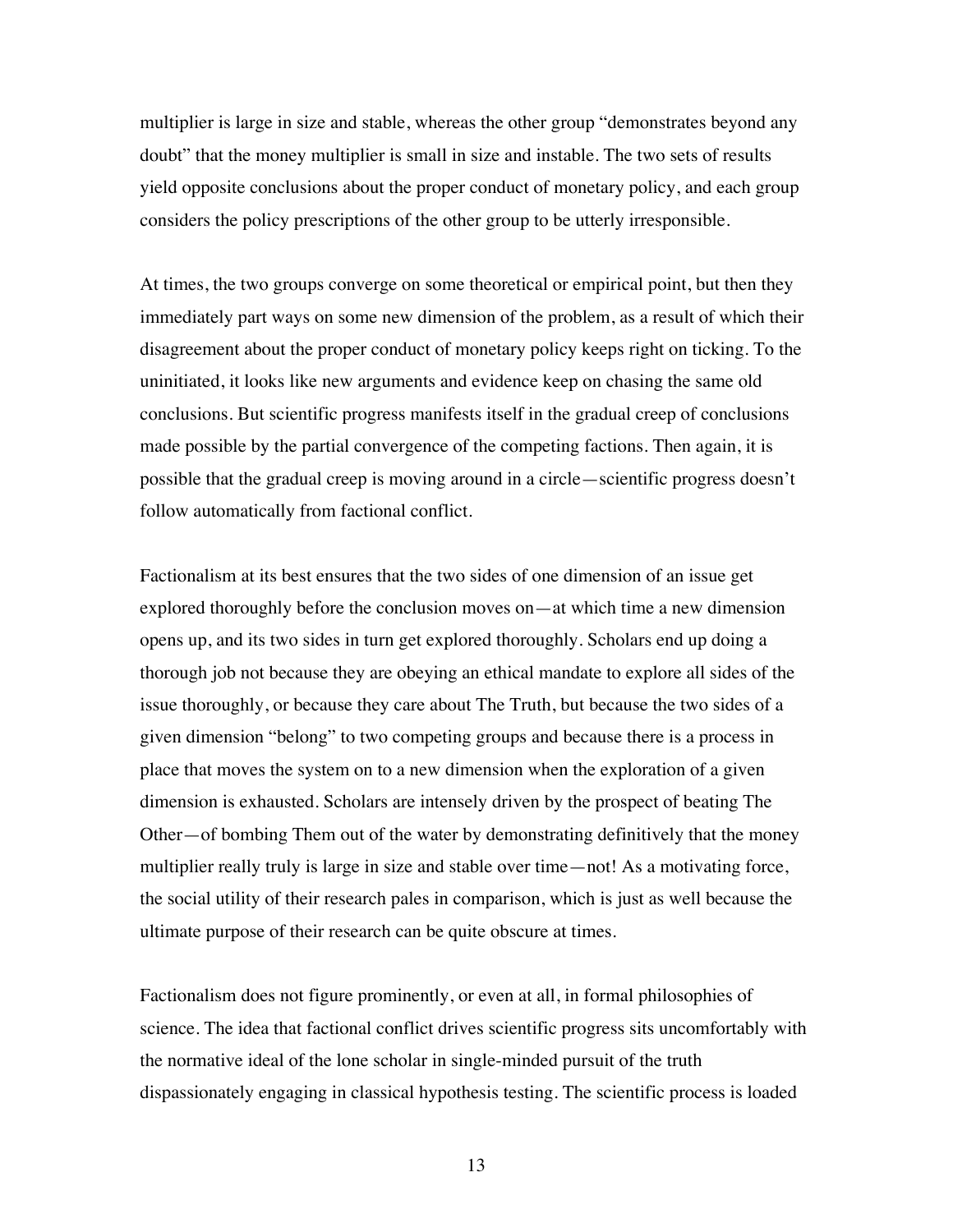multiplier is large in size and stable, whereas the other group "demonstrates beyond any doubt" that the money multiplier is small in size and instable. The two sets of results yield opposite conclusions about the proper conduct of monetary policy, and each group considers the policy prescriptions of the other group to be utterly irresponsible.

At times, the two groups converge on some theoretical or empirical point, but then they immediately part ways on some new dimension of the problem, as a result of which their disagreement about the proper conduct of monetary policy keeps right on ticking. To the uninitiated, it looks like new arguments and evidence keep on chasing the same old conclusions. But scientific progress manifests itself in the gradual creep of conclusions made possible by the partial convergence of the competing factions. Then again, it is possible that the gradual creep is moving around in a circle—scientific progress doesn't follow automatically from factional conflict.

Factionalism at its best ensures that the two sides of one dimension of an issue get explored thoroughly before the conclusion moves on—at which time a new dimension opens up, and its two sides in turn get explored thoroughly. Scholars end up doing a thorough job not because they are obeying an ethical mandate to explore all sides of the issue thoroughly, or because they care about The Truth, but because the two sides of a given dimension "belong" to two competing groups and because there is a process in place that moves the system on to a new dimension when the exploration of a given dimension is exhausted. Scholars are intensely driven by the prospect of beating The Other—of bombing Them out of the water by demonstrating definitively that the money multiplier really truly is large in size and stable over time—not! As a motivating force, the social utility of their research pales in comparison, which is just as well because the ultimate purpose of their research can be quite obscure at times.

Factionalism does not figure prominently, or even at all, in formal philosophies of science. The idea that factional conflict drives scientific progress sits uncomfortably with the normative ideal of the lone scholar in single-minded pursuit of the truth dispassionately engaging in classical hypothesis testing. The scientific process is loaded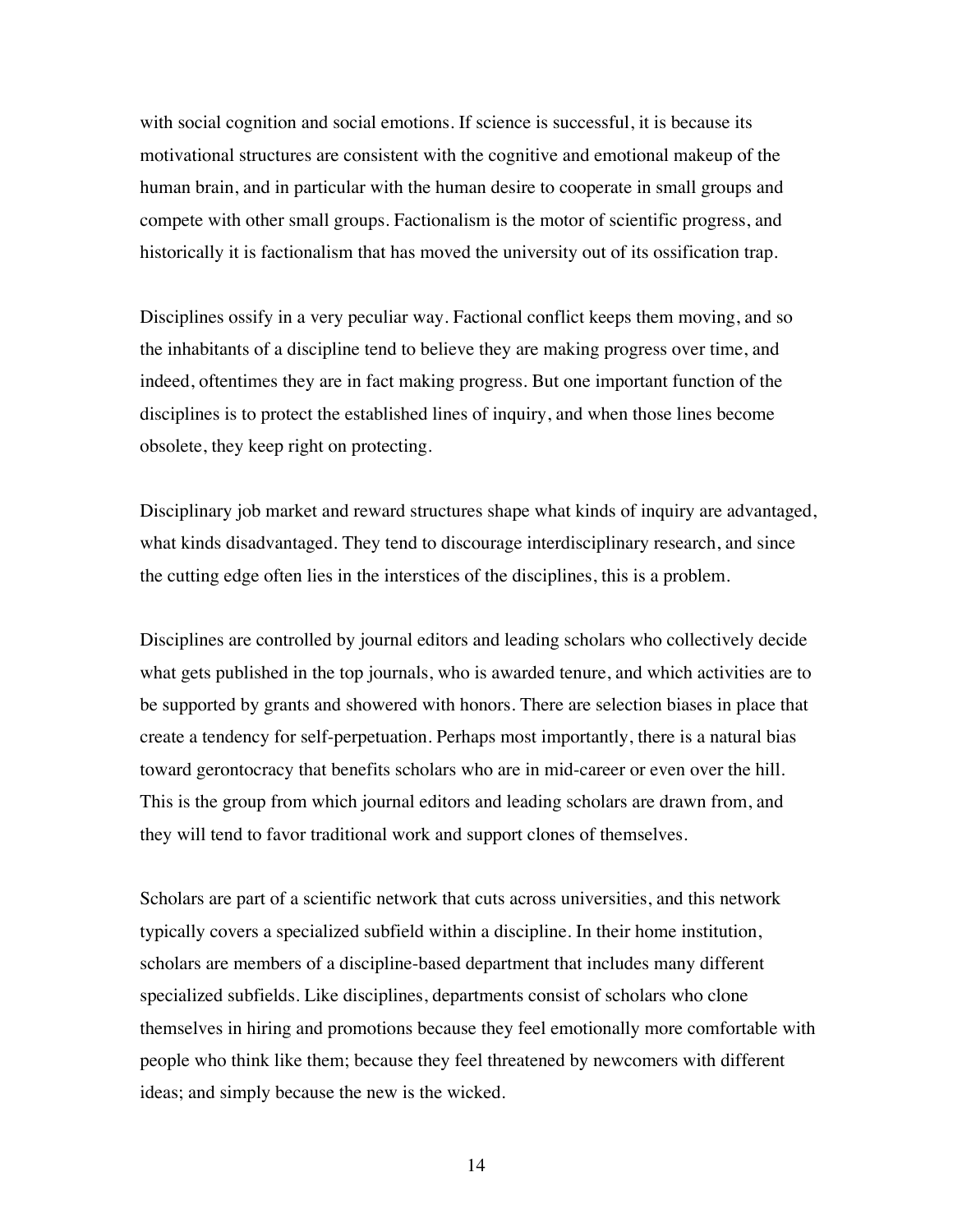with social cognition and social emotions. If science is successful, it is because its motivational structures are consistent with the cognitive and emotional makeup of the human brain, and in particular with the human desire to cooperate in small groups and compete with other small groups. Factionalism is the motor of scientific progress, and historically it is factionalism that has moved the university out of its ossification trap.

Disciplines ossify in a very peculiar way. Factional conflict keeps them moving, and so the inhabitants of a discipline tend to believe they are making progress over time, and indeed, oftentimes they are in fact making progress. But one important function of the disciplines is to protect the established lines of inquiry, and when those lines become obsolete, they keep right on protecting.

Disciplinary job market and reward structures shape what kinds of inquiry are advantaged, what kinds disadvantaged. They tend to discourage interdisciplinary research, and since the cutting edge often lies in the interstices of the disciplines, this is a problem.

Disciplines are controlled by journal editors and leading scholars who collectively decide what gets published in the top journals, who is awarded tenure, and which activities are to be supported by grants and showered with honors. There are selection biases in place that create a tendency for self-perpetuation. Perhaps most importantly, there is a natural bias toward gerontocracy that benefits scholars who are in mid-career or even over the hill. This is the group from which journal editors and leading scholars are drawn from, and they will tend to favor traditional work and support clones of themselves.

Scholars are part of a scientific network that cuts across universities, and this network typically covers a specialized subfield within a discipline. In their home institution, scholars are members of a discipline-based department that includes many different specialized subfields. Like disciplines, departments consist of scholars who clone themselves in hiring and promotions because they feel emotionally more comfortable with people who think like them; because they feel threatened by newcomers with different ideas; and simply because the new is the wicked.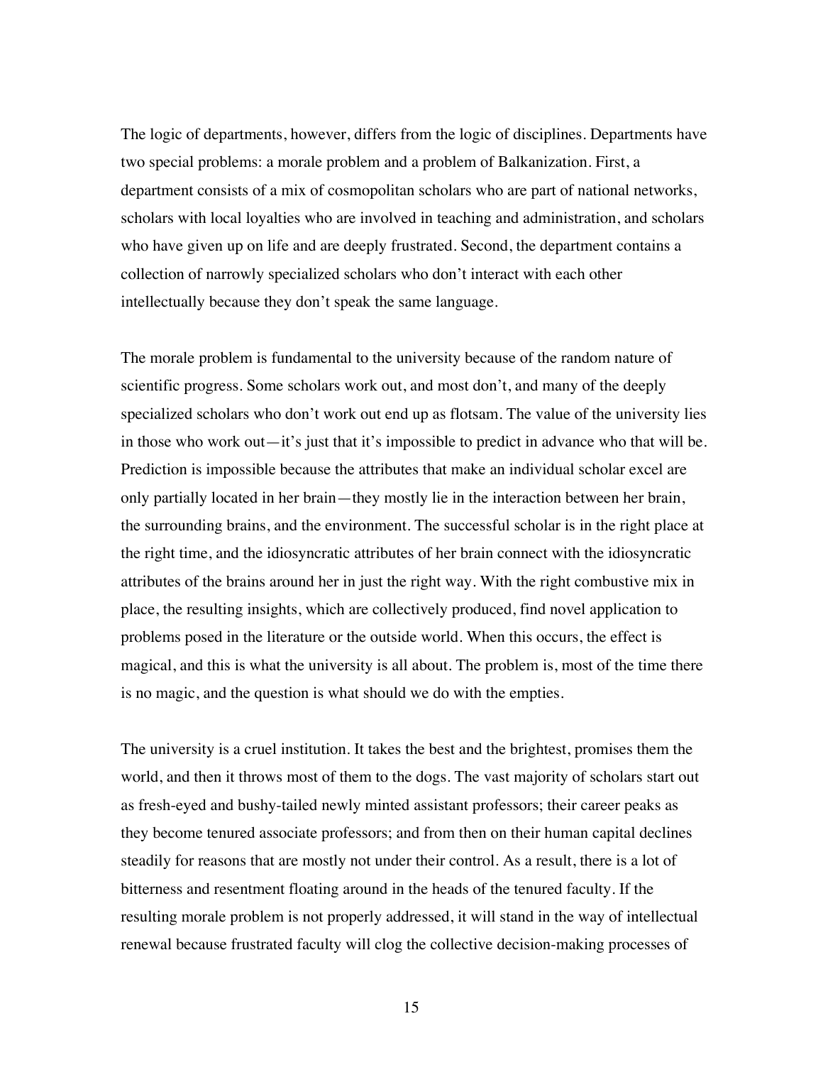The logic of departments, however, differs from the logic of disciplines. Departments have two special problems: a morale problem and a problem of Balkanization. First, a department consists of a mix of cosmopolitan scholars who are part of national networks, scholars with local loyalties who are involved in teaching and administration, and scholars who have given up on life and are deeply frustrated. Second, the department contains a collection of narrowly specialized scholars who don't interact with each other intellectually because they don't speak the same language.

The morale problem is fundamental to the university because of the random nature of scientific progress. Some scholars work out, and most don't, and many of the deeply specialized scholars who don't work out end up as flotsam. The value of the university lies in those who work out—it's just that it's impossible to predict in advance who that will be. Prediction is impossible because the attributes that make an individual scholar excel are only partially located in her brain—they mostly lie in the interaction between her brain, the surrounding brains, and the environment. The successful scholar is in the right place at the right time, and the idiosyncratic attributes of her brain connect with the idiosyncratic attributes of the brains around her in just the right way. With the right combustive mix in place, the resulting insights, which are collectively produced, find novel application to problems posed in the literature or the outside world. When this occurs, the effect is magical, and this is what the university is all about. The problem is, most of the time there is no magic, and the question is what should we do with the empties.

The university is a cruel institution. It takes the best and the brightest, promises them the world, and then it throws most of them to the dogs. The vast majority of scholars start out as fresh-eyed and bushy-tailed newly minted assistant professors; their career peaks as they become tenured associate professors; and from then on their human capital declines steadily for reasons that are mostly not under their control. As a result, there is a lot of bitterness and resentment floating around in the heads of the tenured faculty. If the resulting morale problem is not properly addressed, it will stand in the way of intellectual renewal because frustrated faculty will clog the collective decision-making processes of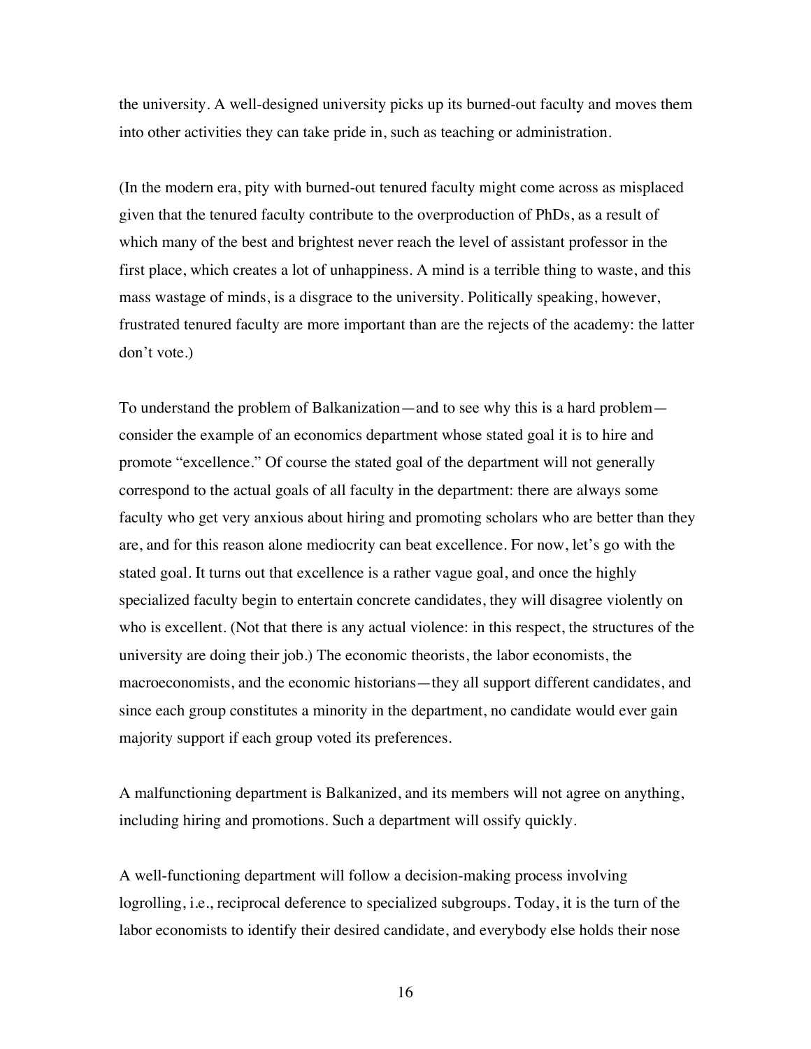the university. A well-designed university picks up its burned-out faculty and moves them into other activities they can take pride in, such as teaching or administration.

(In the modern era, pity with burned-out tenured faculty might come across as misplaced given that the tenured faculty contribute to the overproduction of PhDs, as a result of which many of the best and brightest never reach the level of assistant professor in the first place, which creates a lot of unhappiness. A mind is a terrible thing to waste, and this mass wastage of minds, is a disgrace to the university. Politically speaking, however, frustrated tenured faculty are more important than are the rejects of the academy: the latter don't vote.)

To understand the problem of Balkanization—and to see why this is a hard problem—consider the example of an economics department whose stated goal it is to hire and promote "excellence." Of course the stated goal of the department will not generally correspond to the actual goals of all faculty in the department: there are always some faculty who get very anxious about hiring and promoting scholars who are better than they are, and for this reason alone mediocrity can beat excellence. For now, let's go with the stated goal. It turns out that excellence is a rather vague goal, and once the highly specialized faculty begin to entertain concrete candidates, they will disagree violently on who is excellent. (Not that there is any actual violence: in this respect, the structures of the university are doing their job.) The economic theorists, the labor economists, the macroeconomists, and the economic historians—they all support different candidates, and since each group constitutes a minority in the department, no candidate would ever gain majority support if each group voted its preferences.

A malfunctioning department is Balkanized, and its members will not agree on anything, including hiring and promotions. Such a department will ossify quickly.

A well-functioning department will follow a decision-making process involving logrolling, i.e., reciprocal deference to specialized subgroups. Today, it is the turn of the labor economists to identify their desired candidate, and everybody else holds their nose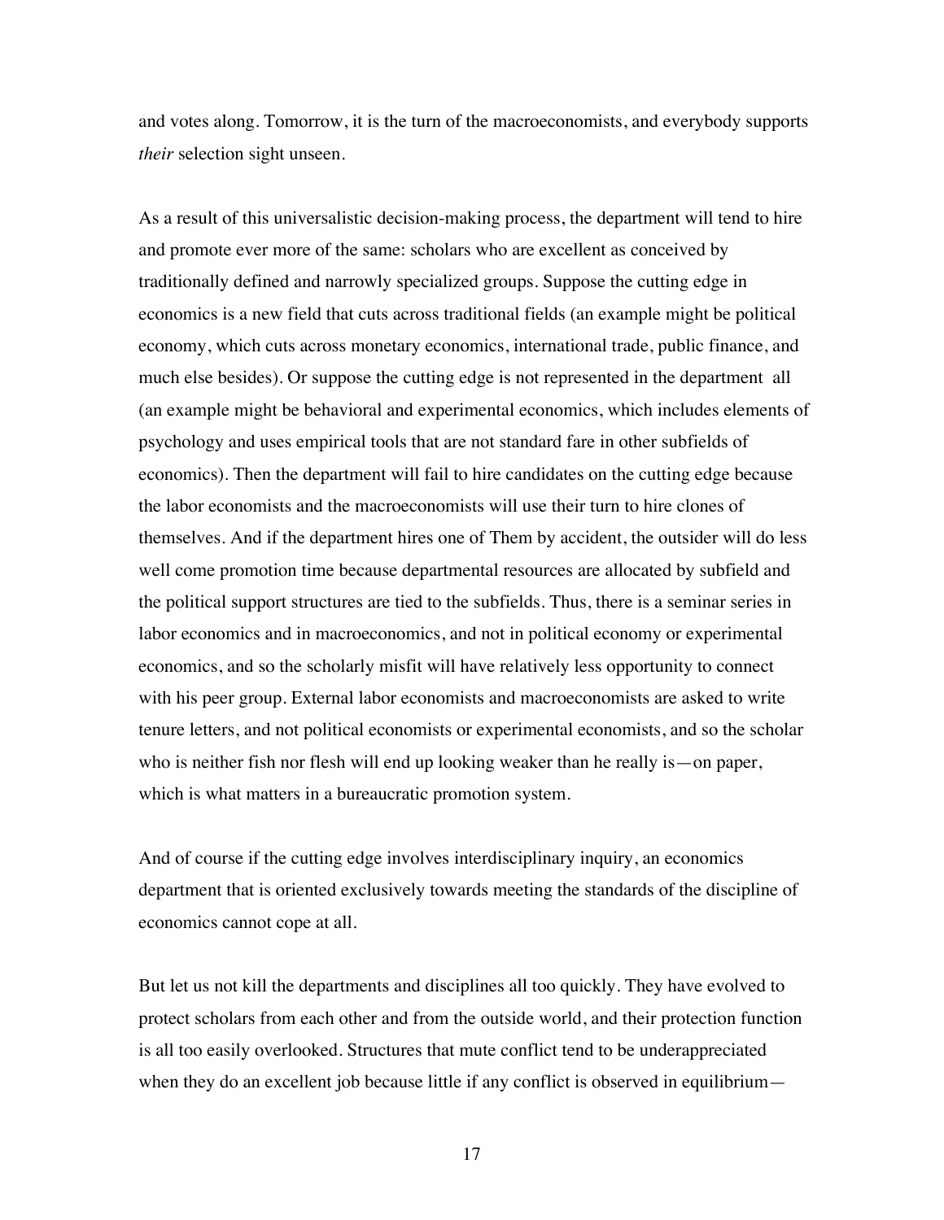and votes along. Tomorrow, it is the turn of the macroeconomists, and everybody supports *their* selection sight unseen.

As a result of this universalistic decision-making process, the department will tend to hire and promote ever more of the same: scholars who are excellent as conceived by traditionally defined and narrowly specialized groups. Suppose the cutting edge in economics is a new field that cuts across traditional fields (an example might be political economy, which cuts across monetary economics, international trade, public finance, and much else besides). Or suppose the cutting edge is not represented in the department all (an example might be behavioral and experimental economics, which includes elements of psychology and uses empirical tools that are not standard fare in other subfields of economics). Then the department will fail to hire candidates on the cutting edge because the labor economists and the macroeconomists will use their turn to hire clones of themselves. And if the department hires one of Them by accident, the outsider will do less well come promotion time because departmental resources are allocated by subfield and the political support structures are tied to the subfields. Thus, there is a seminar series in labor economics and in macroeconomics, and not in political economy or experimental economics, and so the scholarly misfit will have relatively less opportunity to connect with his peer group. External labor economists and macroeconomists are asked to write tenure letters, and not political economists or experimental economists, and so the scholar who is neither fish nor flesh will end up looking weaker than he really is—on paper, which is what matters in a bureaucratic promotion system.

And of course if the cutting edge involves interdisciplinary inquiry, an economics department that is oriented exclusively towards meeting the standards of the discipline of economics cannot cope at all.

But let us not kill the departments and disciplines all too quickly. They have evolved to protect scholars from each other and from the outside world, and their protection function is all too easily overlooked. Structures that mute conflict tend to be underappreciated when they do an excellent job because little if any conflict is observed in equilibrium—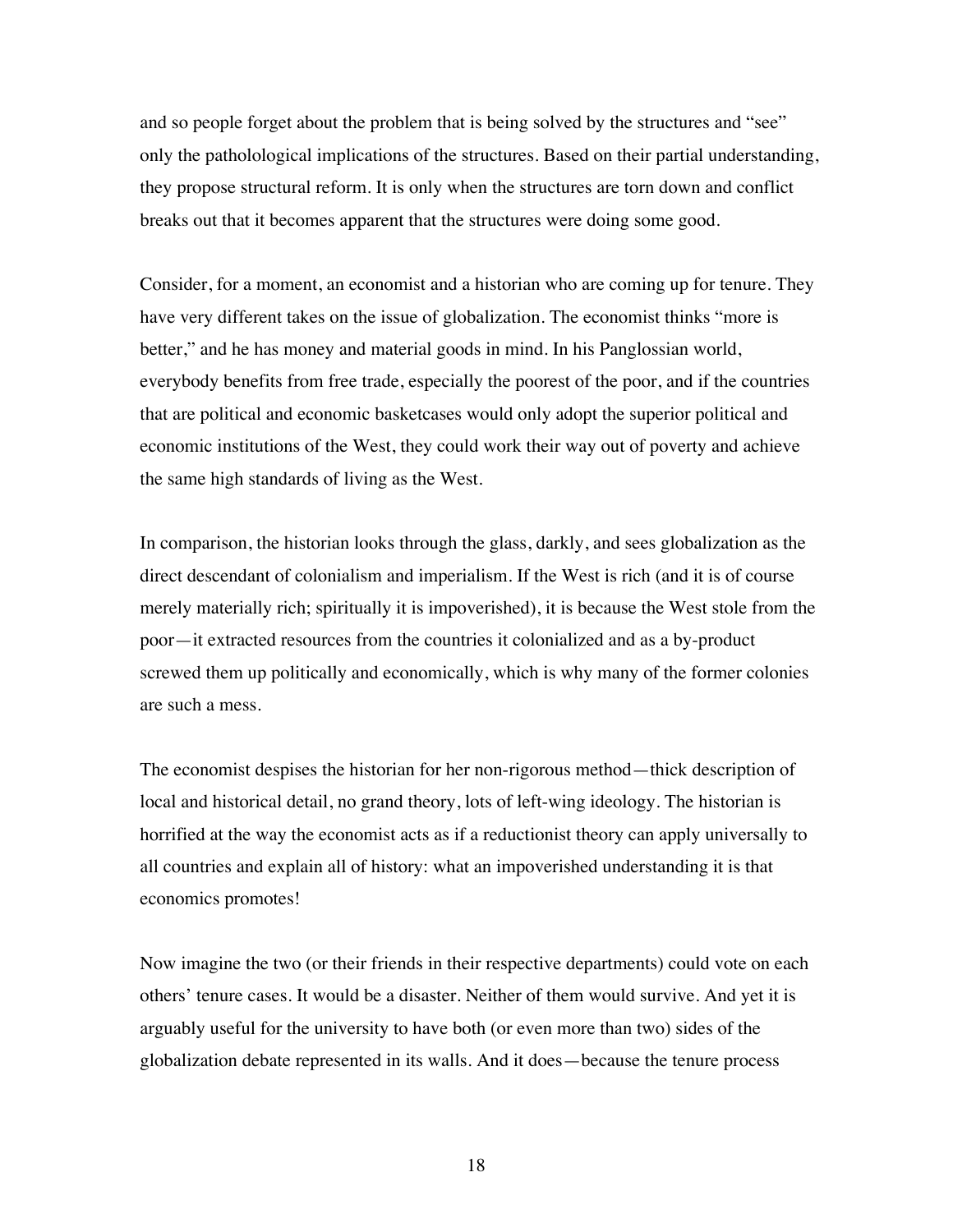and so people forget about the problem that is being solved by the structures and "see" only the patholological implications of the structures. Based on their partial understanding, they propose structural reform. It is only when the structures are torn down and conflict breaks out that it becomes apparent that the structures were doing some good.

Consider, for a moment, an economist and a historian who are coming up for tenure. They have very different takes on the issue of globalization. The economist thinks "more is better," and he has money and material goods in mind. In his Panglossian world, everybody benefits from free trade, especially the poorest of the poor, and if the countries that are political and economic basketcases would only adopt the superior political and economic institutions of the West, they could work their way out of poverty and achieve the same high standards of living as the West.

In comparison, the historian looks through the glass, darkly, and sees globalization as the direct descendant of colonialism and imperialism. If the West is rich (and it is of course merely materially rich; spiritually it is impoverished), it is because the West stole from the poor—it extracted resources from the countries it colonialized and as a by-product screwed them up politically and economically, which is why many of the former colonies are such a mess.

The economist despises the historian for her non-rigorous method—thick description of local and historical detail, no grand theory, lots of left-wing ideology. The historian is horrified at the way the economist acts as if a reductionist theory can apply universally to all countries and explain all of history: what an impoverished understanding it is that economics promotes!

Now imagine the two (or their friends in their respective departments) could vote on each others' tenure cases. It would be a disaster. Neither of them would survive. And yet it is arguably useful for the university to have both (or even more than two) sides of the globalization debate represented in its walls. And it does—because the tenure process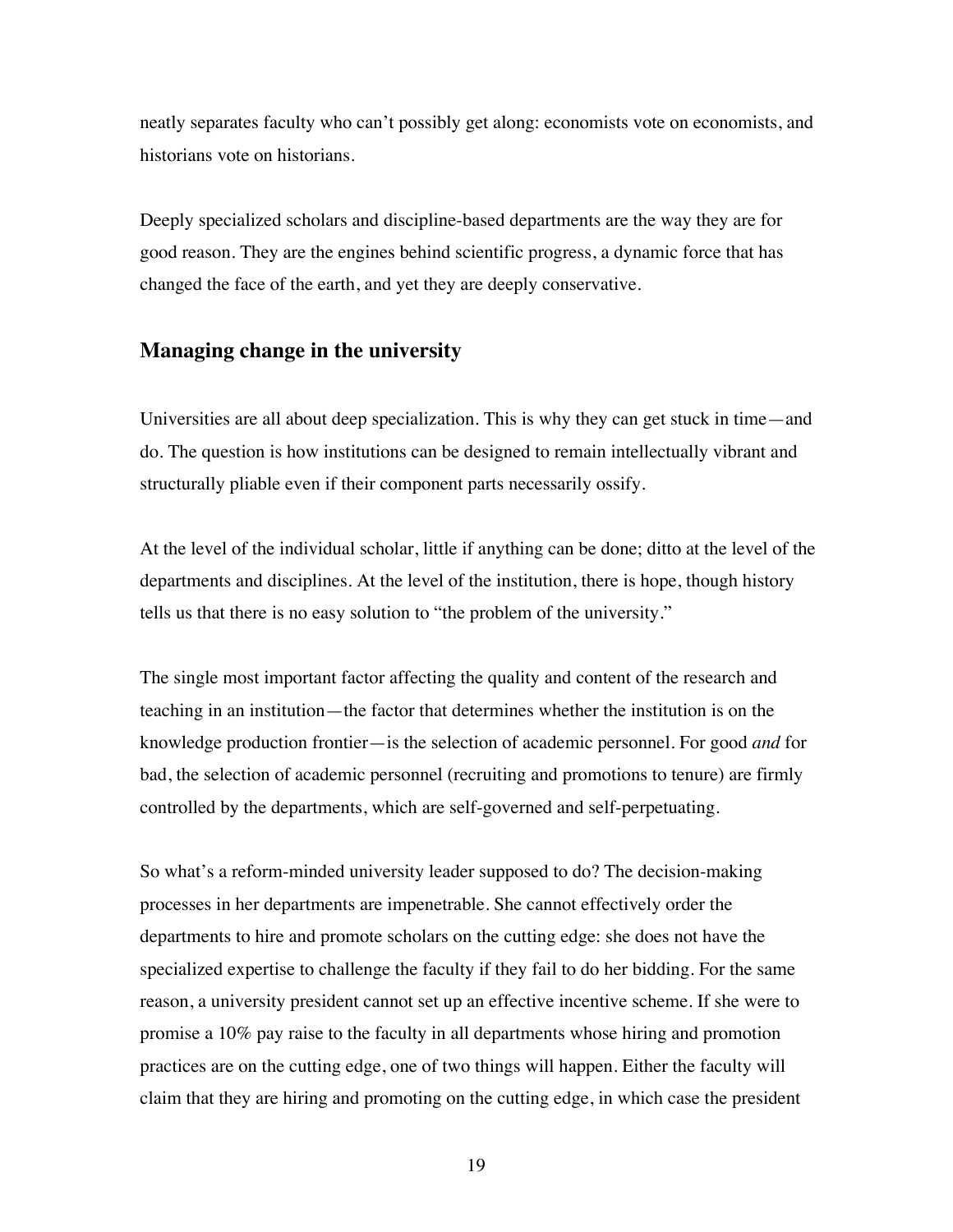neatly separates faculty who can't possibly get along: economists vote on economists, and historians vote on historians.

Deeply specialized scholars and discipline-based departments are the way they are for good reason. They are the engines behind scientific progress, a dynamic force that has changed the face of the earth, and yet they are deeply conservative.

## Managing change in the university

Universities are all about deep specialization. This is why they can get stuck in time—and do. The question is how institutions can be designed to remain intellectually vibrant and structurally pliable even if their component parts necessarily ossify.

At the level of the individual scholar, little if anything can be done; ditto at the level of the departments and disciplines. At the level of the institution, there is hope, though history tells us that there is no easy solution to "the problem of the university."

The single most important factor affecting the quality and content of the research and teaching in an institution—the factor that determines whether the institution is on the knowledge production frontier—is the selection of academic personnel. For good *and* for bad, the selection of academic personnel (recruiting and promotions to tenure) are firmly controlled by the departments, which are self-governed and self-perpetuating.

So what's a reform-minded university leader supposed to do? The decision-making processes in her departments are impenetrable. She cannot effectively order the departments to hire and promote scholars on the cutting edge: she does not have the specialized expertise to challenge the faculty if they fail to do her bidding. For the same reason, a university president cannot set up an effective incentive scheme. If she were to promise a 10% pay raise to the faculty in all departments whose hiring and promotion practices are on the cutting edge, one of two things will happen. Either the faculty will claim that they are hiring and promoting on the cutting edge, in which case the president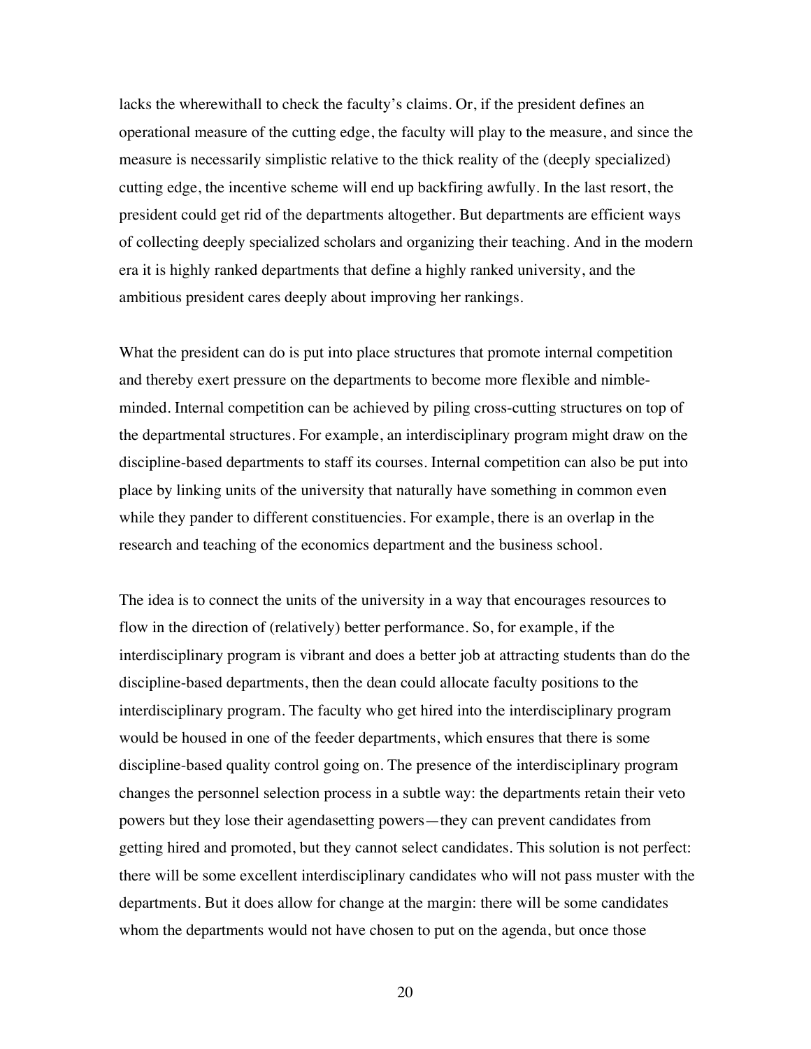lacks the wherewithall to check the faculty's claims. Or, if the president defines an operational measure of the cutting edge, the faculty will play to the measure, and since the measure is necessarily simplistic relative to the thick reality of the (deeply specialized) cutting edge, the incentive scheme will end up backfiring awfully. In the last resort, the president could get rid of the departments altogether. But departments are efficient ways of collecting deeply specialized scholars and organizing their teaching. And in the modern era it is highly ranked departments that define a highly ranked university, and the ambitious president cares deeply about improving her rankings.

What the president can do is put into place structures that promote internal competition and thereby exert pressure on the departments to become more flexible and nimble-minded. Internal competition can be achieved by piling cross-cutting structures on top of the departmental structures. For example, an interdisciplinary program might draw on the discipline-based departments to staff its courses. Internal competition can also be put into place by linking units of the university that naturally have something in common even while they pander to different constituencies. For example, there is an overlap in the research and teaching of the economics department and the business school.

The idea is to connect the units of the university in a way that encourages resources to flow in the direction of (relatively) better performance. So, for example, if the interdisciplinary program is vibrant and does a better job at attracting students than do the discipline-based departments, then the dean could allocate faculty positions to the interdisciplinary program. The faculty who get hired into the interdisciplinary program would be housed in one of the feeder departments, which ensures that there is some discipline-based quality control going on. The presence of the interdisciplinary program changes the personnel selection process in a subtle way: the departments retain their veto powers but they lose their agendasetting powers—they can prevent candidates from getting hired and promoted, but they cannot select candidates. This solution is not perfect: there will be some excellent interdisciplinary candidates who will not pass muster with the departments. But it does allow for change at the margin: there will be some candidates whom the departments would not have chosen to put on the agenda, but once those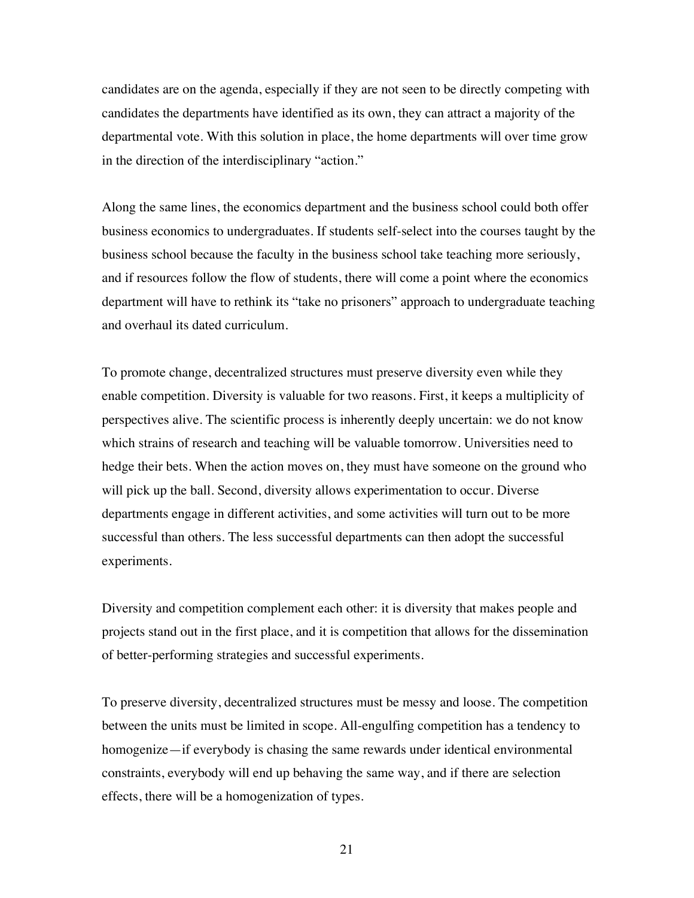candidates are on the agenda, especially if they are not seen to be directly competing with candidates the departments have identified as its own, they can attract a majority of the departmental vote. With this solution in place, the home departments will over time grow in the direction of the interdisciplinary "action."

Along the same lines, the economics department and the business school could both offer business economics to undergraduates. If students self-select into the courses taught by the business school because the faculty in the business school take teaching more seriously, and if resources follow the flow of students, there will come a point where the economics department will have to rethink its "take no prisoners" approach to undergraduate teaching and overhaul its dated curriculum.

To promote change, decentralized structures must preserve diversity even while they enable competition. Diversity is valuable for two reasons. First, it keeps a multiplicity of perspectives alive. The scientific process is inherently deeply uncertain: we do not know which strains of research and teaching will be valuable tomorrow. Universities need to hedge their bets. When the action moves on, they must have someone on the ground who will pick up the ball. Second, diversity allows experimentation to occur. Diverse departments engage in different activities, and some activities will turn out to be more successful than others. The less successful departments can then adopt the successful experiments.

Diversity and competition complement each other: it is diversity that makes people and projects stand out in the first place, and it is competition that allows for the dissemination of better-performing strategies and successful experiments.

To preserve diversity, decentralized structures must be messy and loose. The competition between the units must be limited in scope. All-engulfing competition has a tendency to homogenize—if everybody is chasing the same rewards under identical environmental constraints, everybody will end up behaving the same way, and if there are selection effects, there will be a homogenization of types.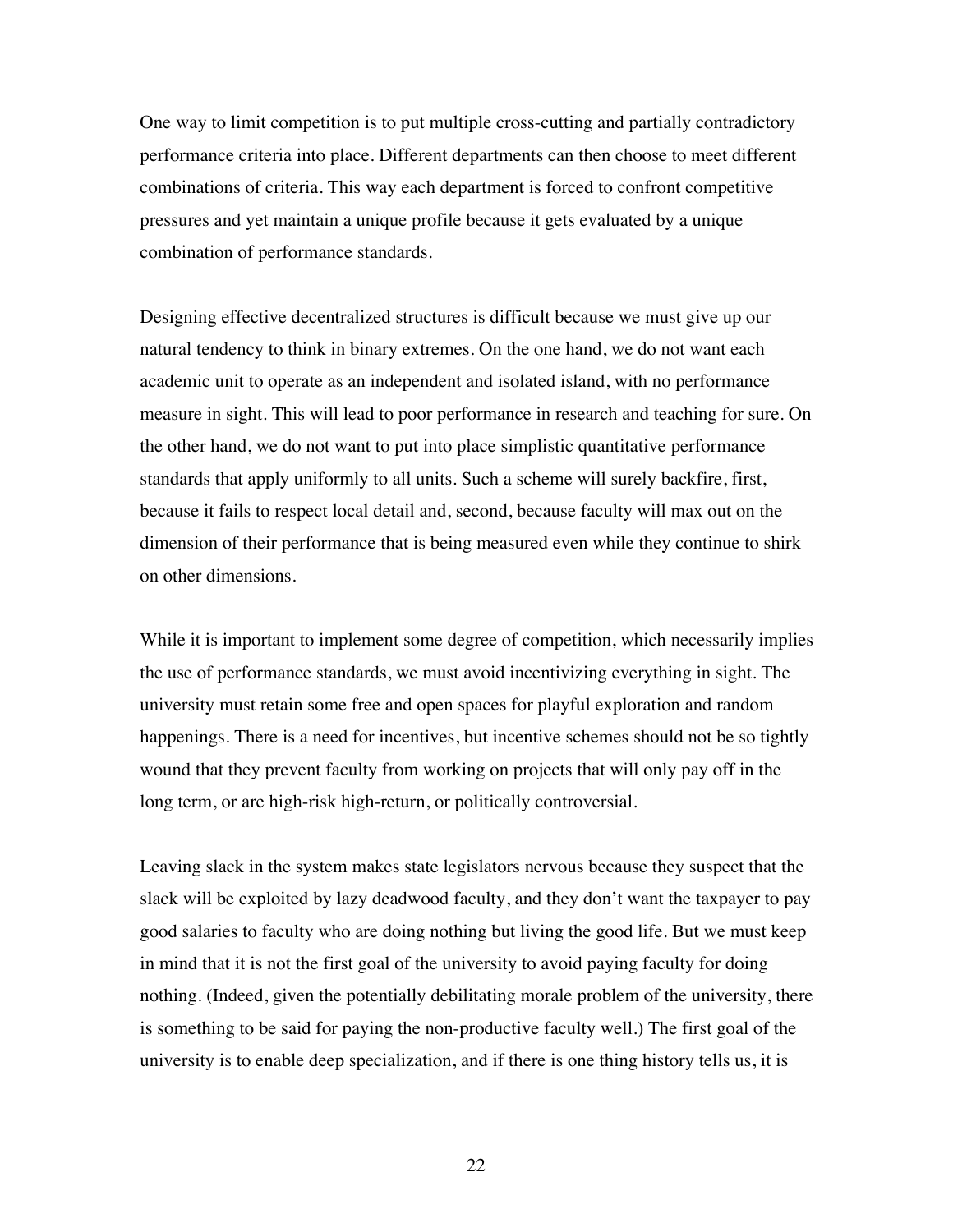One way to limit competition is to put multiple cross-cutting and partially contradictory performance criteria into place. Different departments can then choose to meet different combinations of criteria. This way each department is forced to confront competitive pressures and yet maintain a unique profile because it gets evaluated by a unique combination of performance standards.

Designing effective decentralized structures is difficult because we must give up our natural tendency to think in binary extremes. On the one hand, we do not want each academic unit to operate as an independent and isolated island, with no performance measure in sight. This will lead to poor performance in research and teaching for sure. On the other hand, we do not want to put into place simplistic quantitative performance standards that apply uniformly to all units. Such a scheme will surely backfire, first, because it fails to respect local detail and, second, because faculty will max out on the dimension of their performance that is being measured even while they continue to shirk on other dimensions.

While it is important to implement some degree of competition, which necessarily implies the use of performance standards, we must avoid incentivizing everything in sight. The university must retain some free and open spaces for playful exploration and random happenings. There is a need for incentives, but incentive schemes should not be so tightly wound that they prevent faculty from working on projects that will only pay off in the long term, or are high-risk high-return, or politically controversial.

Leaving slack in the system makes state legislators nervous because they suspect that the slack will be exploited by lazy deadwood faculty, and they don't want the taxpayer to pay good salaries to faculty who are doing nothing but living the good life. But we must keep in mind that it is not the first goal of the university to avoid paying faculty for doing nothing. (Indeed, given the potentially debilitating morale problem of the university, there is something to be said for paying the non-productive faculty well.) The first goal of the university is to enable deep specialization, and if there is one thing history tells us, it is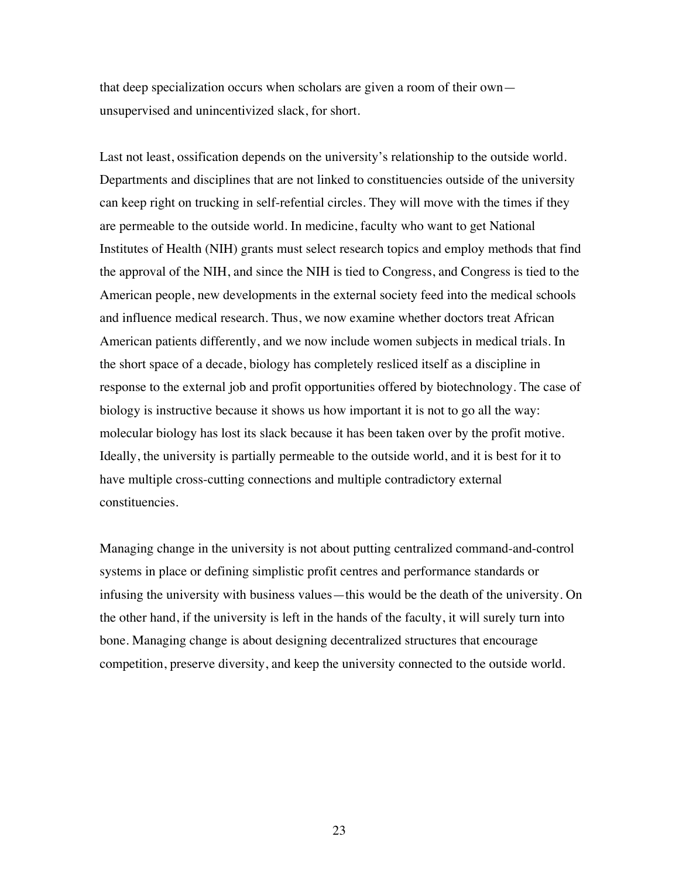that deep specialization occurs when scholars are given a room of their own—unsupervised and unincentivized slack, for short.

Last not least, ossification depends on the university's relationship to the outside world. Departments and disciplines that are not linked to constituencies outside of the university can keep right on trucking in self-refential circles. They will move with the times if they are permeable to the outside world. In medicine, faculty who want to get National Institutes of Health (NIH) grants must select research topics and employ methods that find the approval of the NIH, and since the NIH is tied to Congress, and Congress is tied to the American people, new developments in the external society feed into the medical schools and influence medical research. Thus, we now examine whether doctors treat African American patients differently, and we now include women subjects in medical trials. In the short space of a decade, biology has completely resliced itself as a discipline in response to the external job and profit opportunities offered by biotechnology. The case of biology is instructive because it shows us how important it is not to go all the way: molecular biology has lost its slack because it has been taken over by the profit motive. Ideally, the university is partially permeable to the outside world, and it is best for it to have multiple cross-cutting connections and multiple contradictory external constituencies.

Managing change in the university is not about putting centralized command-and-control systems in place or defining simplistic profit centres and performance standards or infusing the university with business values—this would be the death of the university. On the other hand, if the university is left in the hands of the faculty, it will surely turn into bone. Managing change is about designing decentralized structures that encourage competition, preserve diversity, and keep the university connected to the outside world.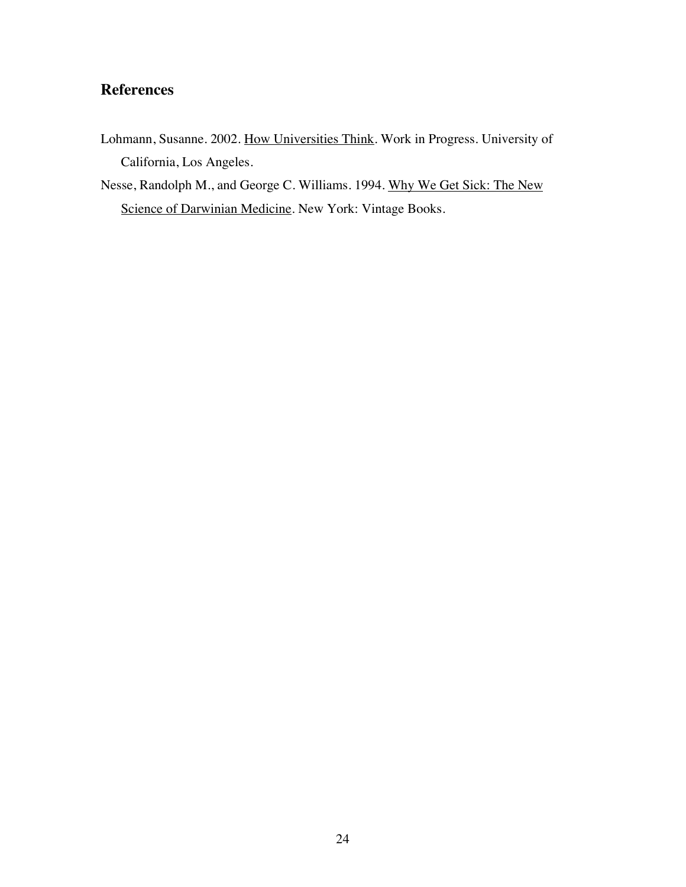## References

Lohmann, Susanne. 2002. How Universities Think. Work in Progress. University of California, Los Angeles.

Nesse, Randolph M., and George C. Williams. 1994. Why We Get Sick: The New Science of Darwinian Medicine. New York: Vintage Books.